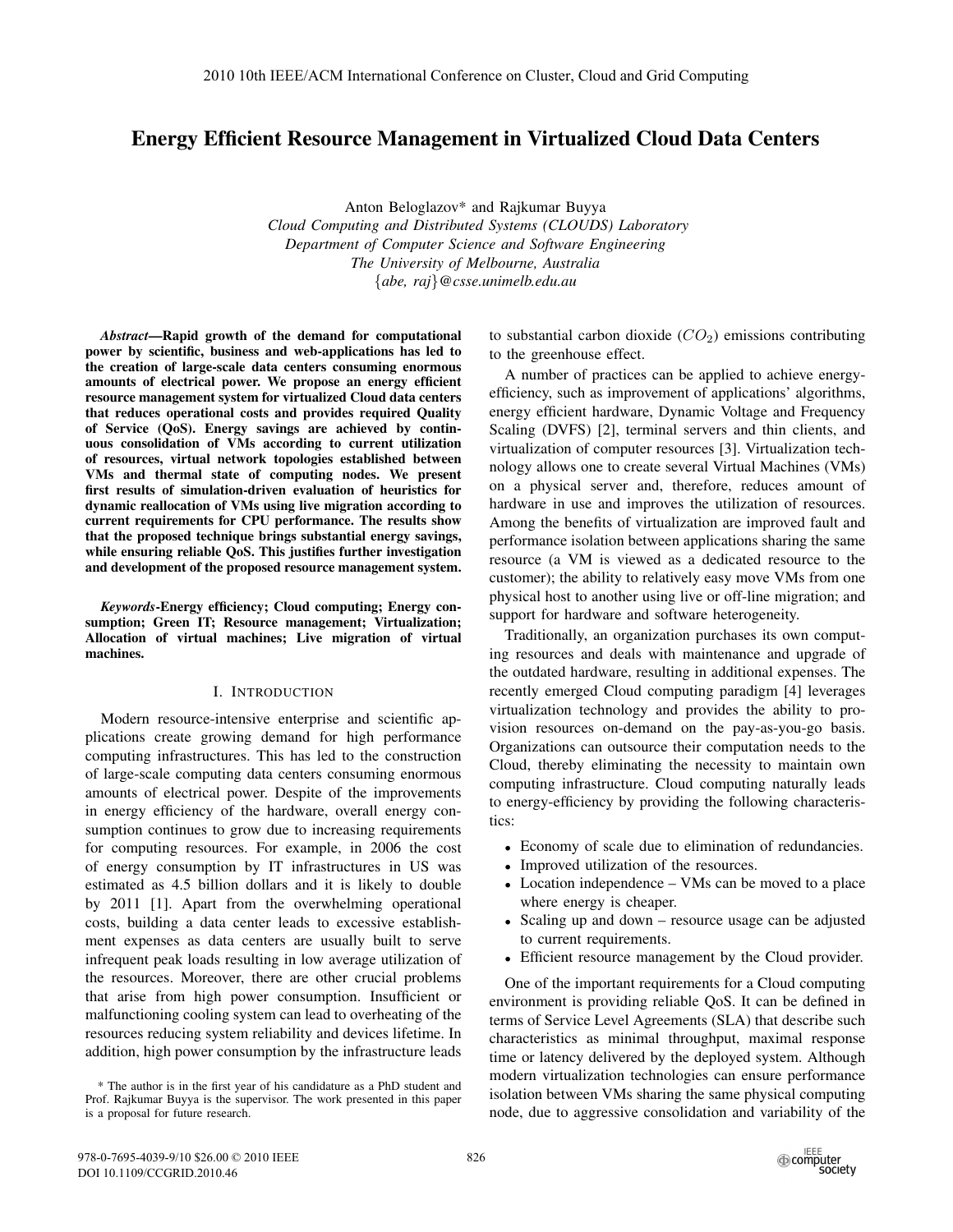# Energy Efficient Resource Management in Virtualized Cloud Data Centers

Anton Beloglazov* and Rajkumar Buyya

*Cloud Computing and Distributed Systems (CLOUDS) Laboratory*
*Department of Computer Science and Software Engineering*
*The University of Melbourne, Australia*
*{abe, raj}@csse.unimelb.edu.au*

***Abstract*—Rapid growth of the demand for computational power by scientific, business and web-applications has led to the creation of large-scale data centers consuming enormous amounts of electrical power. We propose an energy efficient resource management system for virtualized Cloud data centers that reduces operational costs and provides required Quality of Service (QoS). Energy savings are achieved by continuous consolidation of VMs according to current utilization of resources, virtual network topologies established between VMs and thermal state of computing nodes. We present first results of simulation-driven evaluation of heuristics for dynamic reallocation of VMs using live migration according to current requirements for CPU performance. The results show that the proposed technique brings substantial energy savings, while ensuring reliable QoS. This justifies further investigation and development of the proposed resource management system.**

***Keywords*-Energy efficiency; Cloud computing; Energy consumption; Green IT; Resource management; Virtualization; Allocation of virtual machines; Live migration of virtual machines.**

## I. Introduction

Modern resource-intensive enterprise and scientific applications create growing demand for high performance computing infrastructures. This has led to the construction of large-scale computing data centers consuming enormous amounts of electrical power. Despite of the improvements in energy efficiency of the hardware, overall energy consumption continues to grow due to increasing requirements for computing resources. For example, in 2006 the cost of energy consumption by IT infrastructures in US was estimated as 4.5 billion dollars and it is likely to double by 2011 [1]. Apart from the overwhelming operational costs, building a data center leads to excessive establishment expenses as data centers are usually built to serve infrequent peak loads resulting in low average utilization of the resources. Moreover, there are other crucial problems that arise from high power consumption. Insufficient or malfunctioning cooling system can lead to overheating of the resources reducing system reliability and devices lifetime. In addition, high power consumption by the infrastructure leads to substantial carbon dioxide ($CO_2$) emissions contributing to the greenhouse effect.

A number of practices can be applied to achieve energy-efficiency, such as improvement of applications' algorithms, energy efficient hardware, Dynamic Voltage and Frequency Scaling (DVFS) [2], terminal servers and thin clients, and virtualization of computer resources [3]. Virtualization technology allows one to create several Virtual Machines (VMs) on a physical server and, therefore, reduces amount of hardware in use and improves the utilization of resources. Among the benefits of virtualization are improved fault and performance isolation between applications sharing the same resource (a VM is viewed as a dedicated resource to the customer); the ability to relatively easy move VMs from one physical host to another using live or off-line migration; and support for hardware and software heterogeneity.

Traditionally, an organization purchases its own computing resources and deals with maintenance and upgrade of the outdated hardware, resulting in additional expenses. The recently emerged Cloud computing paradigm [4] leverages virtualization technology and provides the ability to provision resources on-demand on the pay-as-you-go basis. Organizations can outsource their computation needs to the Cloud, thereby eliminating the necessity to maintain own computing infrastructure. Cloud computing naturally leads to energy-efficiency by providing the following characteristics:

- Economy of scale due to elimination of redundancies.
- Improved utilization of the resources.
- Location independence – VMs can be moved to a place where energy is cheaper.
- Scaling up and down – resource usage can be adjusted to current requirements.
- Efficient resource management by the Cloud provider.

One of the important requirements for a Cloud computing environment is providing reliable QoS. It can be defined in terms of Service Level Agreements (SLA) that describe such characteristics as minimal throughput, maximal response time or latency delivered by the deployed system. Although modern virtualization technologies can ensure performance isolation between VMs sharing the same physical computing node, due to aggressive consolidation and variability of the

* The author is in the first year of his candidature as a PhD student and Prof. Rajkumar Buyya is the supervisor. The work presented in this paper is a proposal for future research.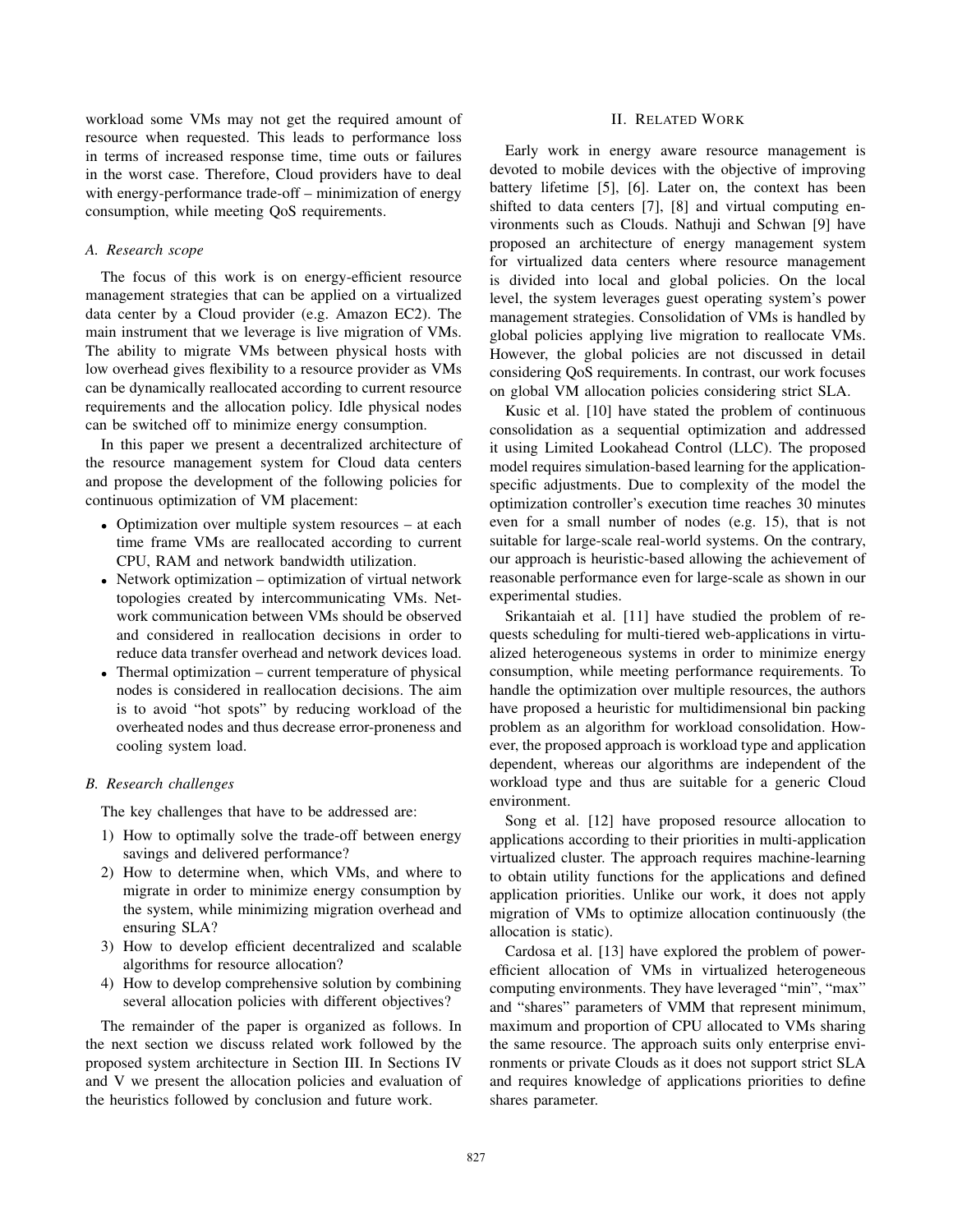workload some VMs may not get the required amount of resource when requested. This leads to performance loss in terms of increased response time, time outs or failures in the worst case. Therefore, Cloud providers have to deal with energy-performance trade-off – minimization of energy consumption, while meeting QoS requirements.

### A. Research scope

The focus of this work is on energy-efficient resource management strategies that can be applied on a virtualized data center by a Cloud provider (e.g. Amazon EC2). The main instrument that we leverage is live migration of VMs. The ability to migrate VMs between physical hosts with low overhead gives flexibility to a resource provider as VMs can be dynamically reallocated according to current resource requirements and the allocation policy. Idle physical nodes can be switched off to minimize energy consumption.

In this paper we present a decentralized architecture of the resource management system for Cloud data centers and propose the development of the following policies for continuous optimization of VM placement:

- Optimization over multiple system resources – at each time frame VMs are reallocated according to current CPU, RAM and network bandwidth utilization.
- Network optimization – optimization of virtual network topologies created by intercommunicating VMs. Network communication between VMs should be observed and considered in reallocation decisions in order to reduce data transfer overhead and network devices load.
- Thermal optimization – current temperature of physical nodes is considered in reallocation decisions. The aim is to avoid "hot spots" by reducing workload of the overheated nodes and thus decrease error-proneness and cooling system load.

### B. Research challenges

The key challenges that have to be addressed are:

1) How to optimally solve the trade-off between energy savings and delivered performance?
2) How to determine when, which VMs, and where to migrate in order to minimize energy consumption by the system, while minimizing migration overhead and ensuring SLA?
3) How to develop efficient decentralized and scalable algorithms for resource allocation?
4) How to develop comprehensive solution by combining several allocation policies with different objectives?

The remainder of the paper is organized as follows. In the next section we discuss related work followed by the proposed system architecture in Section III. In Sections IV and V we present the allocation policies and evaluation of the heuristics followed by conclusion and future work.

## II. Related Work

Early work in energy aware resource management is devoted to mobile devices with the objective of improving battery lifetime [5], [6]. Later on, the context has been shifted to data centers [7], [8] and virtual computing environments such as Clouds. Nathuji and Schwan [9] have proposed an architecture of energy management system for virtualized data centers where resource management is divided into local and global policies. On the local level, the system leverages guest operating system's power management strategies. Consolidation of VMs is handled by global policies applying live migration to reallocate VMs. However, the global policies are not discussed in detail considering QoS requirements. In contrast, our work focuses on global VM allocation policies considering strict SLA.

Kusic et al. [10] have stated the problem of continuous consolidation as a sequential optimization and addressed it using Limited Lookahead Control (LLC). The proposed model requires simulation-based learning for the application-specific adjustments. Due to complexity of the model the optimization controller's execution time reaches 30 minutes even for a small number of nodes (e.g. 15), that is not suitable for large-scale real-world systems. On the contrary, our approach is heuristic-based allowing the achievement of reasonable performance even for large-scale as shown in our experimental studies.

Srikantaiah et al. [11] have studied the problem of requests scheduling for multi-tiered web-applications in virtualized heterogeneous systems in order to minimize energy consumption, while meeting performance requirements. To handle the optimization over multiple resources, the authors have proposed a heuristic for multidimensional bin packing problem as an algorithm for workload consolidation. However, the proposed approach is workload type and application dependent, whereas our algorithms are independent of the workload type and thus are suitable for a generic Cloud environment.

Song et al. [12] have proposed resource allocation to applications according to their priorities in multi-application virtualized cluster. The approach requires machine-learning to obtain utility functions for the applications and defined application priorities. Unlike our work, it does not apply migration of VMs to optimize allocation continuously (the allocation is static).

Cardosa et al. [13] have explored the problem of power-efficient allocation of VMs in virtualized heterogeneous computing environments. They have leveraged "min", "max" and "shares" parameters of VMM that represent minimum, maximum and proportion of CPU allocated to VMs sharing the same resource. The approach suits only enterprise environments or private Clouds as it does not support strict SLA and requires knowledge of applications priorities to define shares parameter.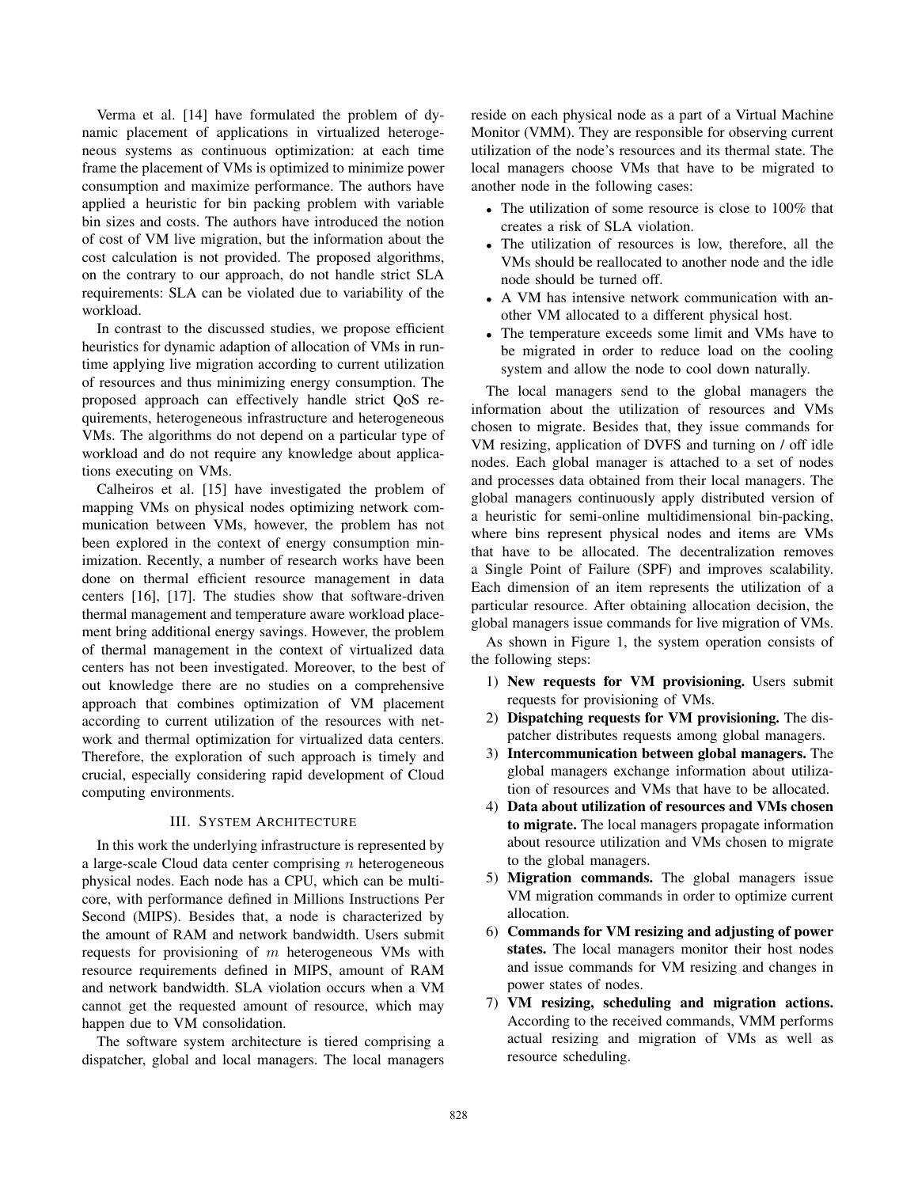Verma et al. [14] have formulated the problem of dynamic placement of applications in virtualized heterogeneous systems as continuous optimization: at each time frame the placement of VMs is optimized to minimize power consumption and maximize performance. The authors have applied a heuristic for bin packing problem with variable bin sizes and costs. The authors have introduced the notion of cost of VM live migration, but the information about the cost calculation is not provided. The proposed algorithms, on the contrary to our approach, do not handle strict SLA requirements: SLA can be violated due to variability of the workload.

In contrast to the discussed studies, we propose efficient heuristics for dynamic adaption of allocation of VMs in runtime applying live migration according to current utilization of resources and thus minimizing energy consumption. The proposed approach can effectively handle strict QoS requirements, heterogeneous infrastructure and heterogeneous VMs. The algorithms do not depend on a particular type of workload and do not require any knowledge about applications executing on VMs.

Calheiros et al. [15] have investigated the problem of mapping VMs on physical nodes optimizing network communication between VMs, however, the problem has not been explored in the context of energy consumption minimization. Recently, a number of research works have been done on thermal efficient resource management in data centers [16], [17]. The studies show that software-driven thermal management and temperature aware workload placement bring additional energy savings. However, the problem of thermal management in the context of virtualized data centers has not been investigated. Moreover, to the best of out knowledge there are no studies on a comprehensive approach that combines optimization of VM placement according to current utilization of the resources with network and thermal optimization for virtualized data centers. Therefore, the exploration of such approach is timely and crucial, especially considering rapid development of Cloud computing environments.

## III. System Architecture

In this work the underlying infrastructure is represented by a large-scale Cloud data center comprising $n$ heterogeneous physical nodes. Each node has a CPU, which can be multi-core, with performance defined in Millions Instructions Per Second (MIPS). Besides that, a node is characterized by the amount of RAM and network bandwidth. Users submit requests for provisioning of $m$ heterogeneous VMs with resource requirements defined in MIPS, amount of RAM and network bandwidth. SLA violation occurs when a VM cannot get the requested amount of resource, which may happen due to VM consolidation.

The software system architecture is tiered comprising a dispatcher, global and local managers. The local managers reside on each physical node as a part of a Virtual Machine Monitor (VMM). They are responsible for observing current utilization of the node's resources and its thermal state. The local managers choose VMs that have to be migrated to another node in the following cases:

- The utilization of some resource is close to 100% that creates a risk of SLA violation.
- The utilization of resources is low, therefore, all the VMs should be reallocated to another node and the idle node should be turned off.
- A VM has intensive network communication with another VM allocated to a different physical host.
- The temperature exceeds some limit and VMs have to be migrated in order to reduce load on the cooling system and allow the node to cool down naturally.

The local managers send to the global managers the information about the utilization of resources and VMs chosen to migrate. Besides that, they issue commands for VM resizing, application of DVFS and turning on / off idle nodes. Each global manager is attached to a set of nodes and processes data obtained from their local managers. The global managers continuously apply distributed version of a heuristic for semi-online multidimensional bin-packing, where bins represent physical nodes and items are VMs that have to be allocated. The decentralization removes a Single Point of Failure (SPF) and improves scalability. Each dimension of an item represents the utilization of a particular resource. After obtaining allocation decision, the global managers issue commands for live migration of VMs.

As shown in Figure 1, the system operation consists of the following steps:

1) **New requests for VM provisioning.** Users submit requests for provisioning of VMs.
2) **Dispatching requests for VM provisioning.** The dispatcher distributes requests among global managers.
3) **Intercommunication between global managers.** The global managers exchange information about utilization of resources and VMs that have to be allocated.
4) **Data about utilization of resources and VMs chosen to migrate.** The local managers propagate information about resource utilization and VMs chosen to migrate to the global managers.
5) **Migration commands.** The global managers issue VM migration commands in order to optimize current allocation.
6) **Commands for VM resizing and adjusting of power states.** The local managers monitor their host nodes and issue commands for VM resizing and changes in power states of nodes.
7) **VM resizing, scheduling and migration actions.** According to the received commands, VMM performs actual resizing and migration of VMs as well as resource scheduling.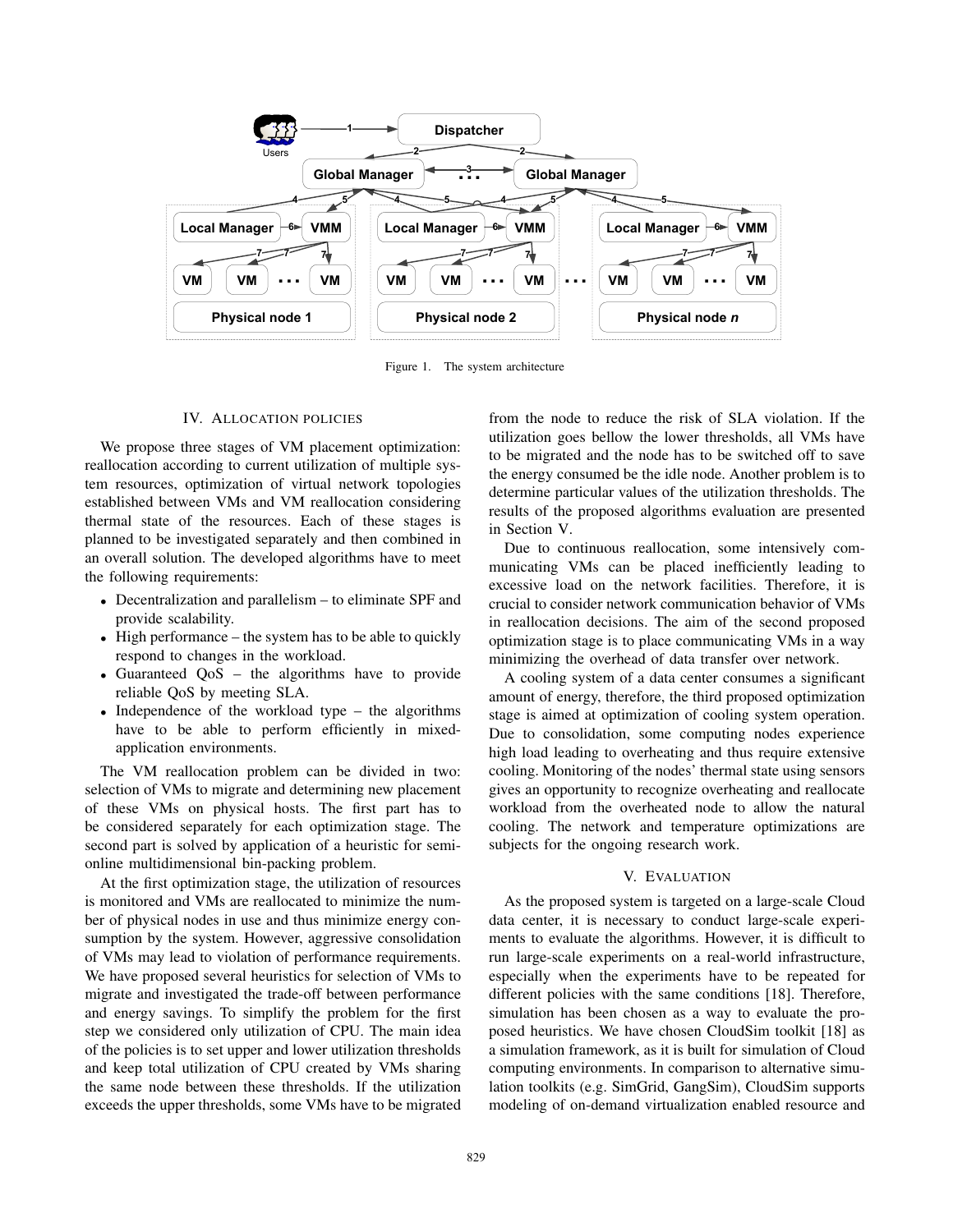Users

Dispatcher

Global Manager

Global Manager

Local Manager

VMM

VM

VM

VM

Physical node 1

Local Manager

VMM

VM

VM

VM

Physical node 2

Local Manager

VMM

VM

VM

VM

Physical node *n*

1 2 2 3 4 5 4 5 4 5 4 5 6 6 6 7 7 7 7 7 7 7 7 7

Figure 1. The system architecture

## IV. Allocation policies

We propose three stages of VM placement optimization: reallocation according to current utilization of multiple system resources, optimization of virtual network topologies established between VMs and VM reallocation considering thermal state of the resources. Each of these stages is planned to be investigated separately and then combined in an overall solution. The developed algorithms have to meet the following requirements:

- Decentralization and parallelism – to eliminate SPF and provide scalability.
- High performance – the system has to be able to quickly respond to changes in the workload.
- Guaranteed QoS – the algorithms have to provide reliable QoS by meeting SLA.
- Independence of the workload type – the algorithms have to be able to perform efficiently in mixed-application environments.

The VM reallocation problem can be divided in two: selection of VMs to migrate and determining new placement of these VMs on physical hosts. The first part has to be considered separately for each optimization stage. The second part is solved by application of a heuristic for semi-online multidimensional bin-packing problem.

At the first optimization stage, the utilization of resources is monitored and VMs are reallocated to minimize the number of physical nodes in use and thus minimize energy consumption by the system. However, aggressive consolidation of VMs may lead to violation of performance requirements. We have proposed several heuristics for selection of VMs to migrate and investigated the trade-off between performance and energy savings. To simplify the problem for the first step we considered only utilization of CPU. The main idea of the policies is to set upper and lower utilization thresholds and keep total utilization of CPU created by VMs sharing the same node between these thresholds. If the utilization exceeds the upper thresholds, some VMs have to be migrated from the node to reduce the risk of SLA violation. If the utilization goes bellow the lower thresholds, all VMs have to be migrated and the node has to be switched off to save the energy consumed be the idle node. Another problem is to determine particular values of the utilization thresholds. The results of the proposed algorithms evaluation are presented in Section V.

Due to continuous reallocation, some intensively communicating VMs can be placed inefficiently leading to excessive load on the network facilities. Therefore, it is crucial to consider network communication behavior of VMs in reallocation decisions. The aim of the second proposed optimization stage is to place communicating VMs in a way minimizing the overhead of data transfer over network.

A cooling system of a data center consumes a significant amount of energy, therefore, the third proposed optimization stage is aimed at optimization of cooling system operation. Due to consolidation, some computing nodes experience high load leading to overheating and thus require extensive cooling. Monitoring of the nodes' thermal state using sensors gives an opportunity to recognize overheating and reallocate workload from the overheated node to allow the natural cooling. The network and temperature optimizations are subjects for the ongoing research work.

## V. Evaluation

As the proposed system is targeted on a large-scale Cloud data center, it is necessary to conduct large-scale experiments to evaluate the algorithms. However, it is difficult to run large-scale experiments on a real-world infrastructure, especially when the experiments have to be repeated for different policies with the same conditions [18]. Therefore, simulation has been chosen as a way to evaluate the proposed heuristics. We have chosen CloudSim toolkit [18] as a simulation framework, as it is built for simulation of Cloud computing environments. In comparison to alternative simulation toolkits (e.g. SimGrid, GangSim), CloudSim supports modeling of on-demand virtualization enabled resource and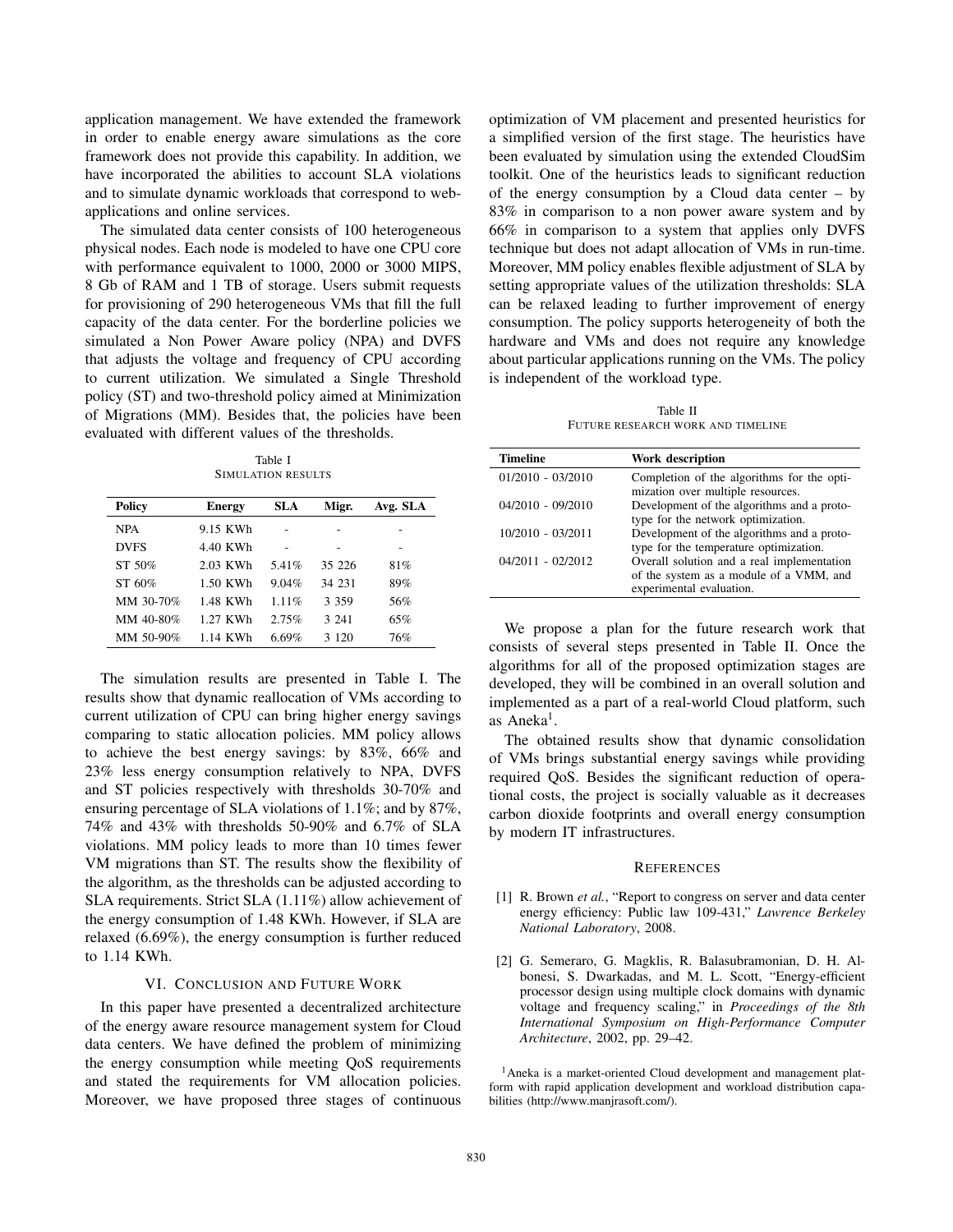application management. We have extended the framework in order to enable energy aware simulations as the core framework does not provide this capability. In addition, we have incorporated the abilities to account SLA violations and to simulate dynamic workloads that correspond to web-applications and online services.

The simulated data center consists of 100 heterogeneous physical nodes. Each node is modeled to have one CPU core with performance equivalent to 1000, 2000 or 3000 MIPS, 8 Gb of RAM and 1 TB of storage. Users submit requests for provisioning of 290 heterogeneous VMs that fill the full capacity of the data center. For the borderline policies we simulated a Non Power Aware policy (NPA) and DVFS that adjusts the voltage and frequency of CPU according to current utilization. We simulated a Single Threshold policy (ST) and two-threshold policy aimed at Minimization of Migrations (MM). Besides that, the policies have been evaluated with different values of the thresholds.

Table I
SIMULATION RESULTS

| Policy | Energy | SLA | Migr. | Avg. SLA |
|---|---|---|---|---|
| NPA | 9.15 KWh | - | - | - |
| DVFS | 4.40 KWh | - | - | - |
| ST 50% | 2.03 KWh | 5.41% | 35 226 | 81% |
| ST 60% | 1.50 KWh | 9.04% | 34 231 | 89% |
| MM 30-70% | 1.48 KWh | 1.11% | 3 359 | 56% |
| MM 40-80% | 1.27 KWh | 2.75% | 3 241 | 65% |
| MM 50-90% | 1.14 KWh | 6.69% | 3 120 | 76% |

The simulation results are presented in Table I. The results show that dynamic reallocation of VMs according to current utilization of CPU can bring higher energy savings comparing to static allocation policies. MM policy allows to achieve the best energy savings: by 83%, 66% and 23% less energy consumption relatively to NPA, DVFS and ST policies respectively with thresholds 30-70% and ensuring percentage of SLA violations of 1.1%; and by 87%, 74% and 43% with thresholds 50-90% and 6.7% of SLA violations. MM policy leads to more than 10 times fewer VM migrations than ST. The results show the flexibility of the algorithm, as the thresholds can be adjusted according to SLA requirements. Strict SLA (1.11%) allow achievement of the energy consumption of 1.48 KWh. However, if SLA are relaxed (6.69%), the energy consumption is further reduced to 1.14 KWh.

## VI. Conclusion and Future Work

In this paper have presented a decentralized architecture of the energy aware resource management system for Cloud data centers. We have defined the problem of minimizing the energy consumption while meeting QoS requirements and stated the requirements for VM allocation policies. Moreover, we have proposed three stages of continuous optimization of VM placement and presented heuristics for a simplified version of the first stage. The heuristics have been evaluated by simulation using the extended CloudSim toolkit. One of the heuristics leads to significant reduction of the energy consumption by a Cloud data center – by 83% in comparison to a non power aware system and by 66% in comparison to a system that applies only DVFS technique but does not adapt allocation of VMs in run-time. Moreover, MM policy enables flexible adjustment of SLA by setting appropriate values of the utilization thresholds: SLA can be relaxed leading to further improvement of energy consumption. The policy supports heterogeneity of both the hardware and VMs and does not require any knowledge about particular applications running on the VMs. The policy is independent of the workload type.

Table II
FUTURE RESEARCH WORK AND TIMELINE

| Timeline | Work description |
|---|---|
| 01/2010 - 03/2010 | Completion of the algorithms for the optimization over multiple resources. |
| 04/2010 - 09/2010 | Development of the algorithms and a prototype for the network optimization. |
| 10/2010 - 03/2011 | Development of the algorithms and a prototype for the temperature optimization. |
| 04/2011 - 02/2012 | Overall solution and a real implementation of the system as a module of a VMM, and experimental evaluation. |

We propose a plan for the future research work that consists of several steps presented in Table II. Once the algorithms for all of the proposed optimization stages are developed, they will be combined in an overall solution and implemented as a part of a real-world Cloud platform, such as Aneka[1].

The obtained results show that dynamic consolidation of VMs brings substantial energy savings while providing required QoS. Besides the significant reduction of operational costs, the project is socially valuable as it decreases carbon dioxide footprints and overall energy consumption by modern IT infrastructures.

## References

[1] R. Brown *et al.*, "Report to congress on server and data center energy efficiency: Public law 109-431," *Lawrence Berkeley National Laboratory*, 2008.

[2] G. Semeraro, G. Magklis, R. Balasubramonian, D. H. Albonesi, S. Dwarkadas, and M. L. Scott, "Energy-efficient processor design using multiple clock domains with dynamic voltage and frequency scaling," in *Proceedings of the 8th International Symposium on High-Performance Computer Architecture*, 2002, pp. 29–42.

[1] Aneka is a market-oriented Cloud development and management platform with rapid application development and workload distribution capabilities (http://www.manjrasoft.com/).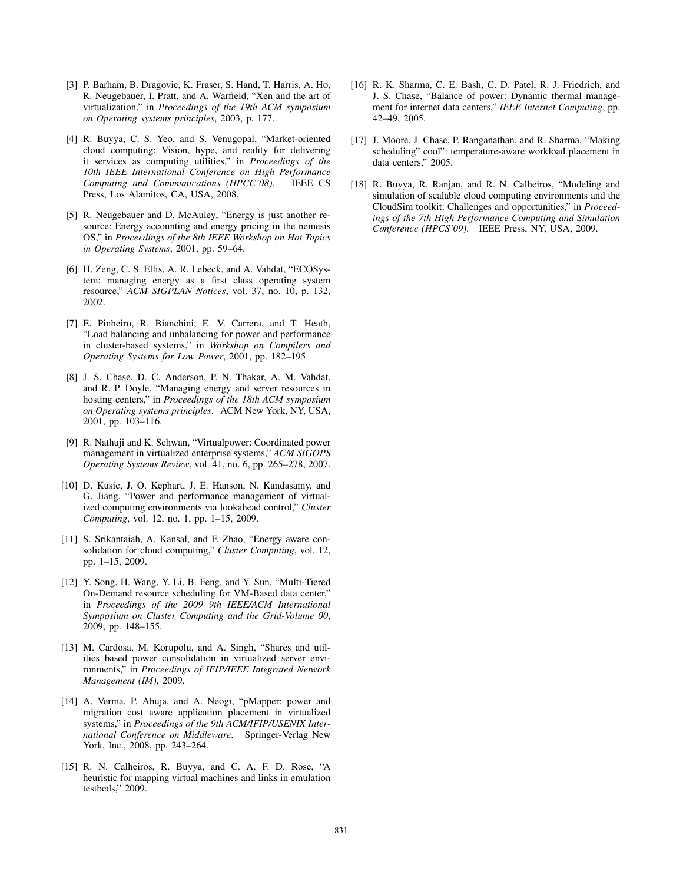[3] P. Barham, B. Dragovic, K. Fraser, S. Hand, T. Harris, A. Ho, R. Neugebauer, I. Pratt, and A. Warfield, "Xen and the art of virtualization," in *Proceedings of the 19th ACM symposium on Operating systems principles*, 2003, p. 177.

[4] R. Buyya, C. S. Yeo, and S. Venugopal, "Market-oriented cloud computing: Vision, hype, and reality for delivering it services as computing utilities," in *Proceedings of the 10th IEEE International Conference on High Performance Computing and Communications (HPCC'08)*. IEEE CS Press, Los Alamitos, CA, USA, 2008.

[5] R. Neugebauer and D. McAuley, "Energy is just another resource: Energy accounting and energy pricing in the nemesis OS," in *Proceedings of the 8th IEEE Workshop on Hot Topics in Operating Systems*, 2001, pp. 59–64.

[6] H. Zeng, C. S. Ellis, A. R. Lebeck, and A. Vahdat, "ECOSystem: managing energy as a first class operating system resource," *ACM SIGPLAN Notices*, vol. 37, no. 10, p. 132, 2002.

[7] E. Pinheiro, R. Bianchini, E. V. Carrera, and T. Heath, "Load balancing and unbalancing for power and performance in cluster-based systems," in *Workshop on Compilers and Operating Systems for Low Power*, 2001, pp. 182–195.

[8] J. S. Chase, D. C. Anderson, P. N. Thakar, A. M. Vahdat, and R. P. Doyle, "Managing energy and server resources in hosting centers," in *Proceedings of the 18th ACM symposium on Operating systems principles*. ACM New York, NY, USA, 2001, pp. 103–116.

[9] R. Nathuji and K. Schwan, "Virtualpower: Coordinated power management in virtualized enterprise systems," *ACM SIGOPS Operating Systems Review*, vol. 41, no. 6, pp. 265–278, 2007.

[10] D. Kusic, J. O. Kephart, J. E. Hanson, N. Kandasamy, and G. Jiang, "Power and performance management of virtualized computing environments via lookahead control," *Cluster Computing*, vol. 12, no. 1, pp. 1–15, 2009.

[11] S. Srikantaiah, A. Kansal, and F. Zhao, "Energy aware consolidation for cloud computing," *Cluster Computing*, vol. 12, pp. 1–15, 2009.

[12] Y. Song, H. Wang, Y. Li, B. Feng, and Y. Sun, "Multi-Tiered On-Demand resource scheduling for VM-Based data center," in *Proceedings of the 2009 9th IEEE/ACM International Symposium on Cluster Computing and the Grid-Volume 00*, 2009, pp. 148–155.

[13] M. Cardosa, M. Korupolu, and A. Singh, "Shares and utilities based power consolidation in virtualized server environments," in *Proceedings of IFIP/IEEE Integrated Network Management (IM)*, 2009.

[14] A. Verma, P. Ahuja, and A. Neogi, "pMapper: power and migration cost aware application placement in virtualized systems," in *Proceedings of the 9th ACM/IFIP/USENIX International Conference on Middleware*. Springer-Verlag New York, Inc., 2008, pp. 243–264.

[15] R. N. Calheiros, R. Buyya, and C. A. F. D. Rose, "A heuristic for mapping virtual machines and links in emulation testbeds," 2009.

[16] R. K. Sharma, C. E. Bash, C. D. Patel, R. J. Friedrich, and J. S. Chase, "Balance of power: Dynamic thermal management for internet data centers," *IEEE Internet Computing*, pp. 42–49, 2005.

[17] J. Moore, J. Chase, P. Ranganathan, and R. Sharma, "Making scheduling" cool": temperature-aware workload placement in data centers," 2005.

[18] R. Buyya, R. Ranjan, and R. N. Calheiros, "Modeling and simulation of scalable cloud computing environments and the CloudSim toolkit: Challenges and opportunities," in *Proceedings of the 7th High Performance Computing and Simulation Conference (HPCS'09)*. IEEE Press, NY, USA, 2009.